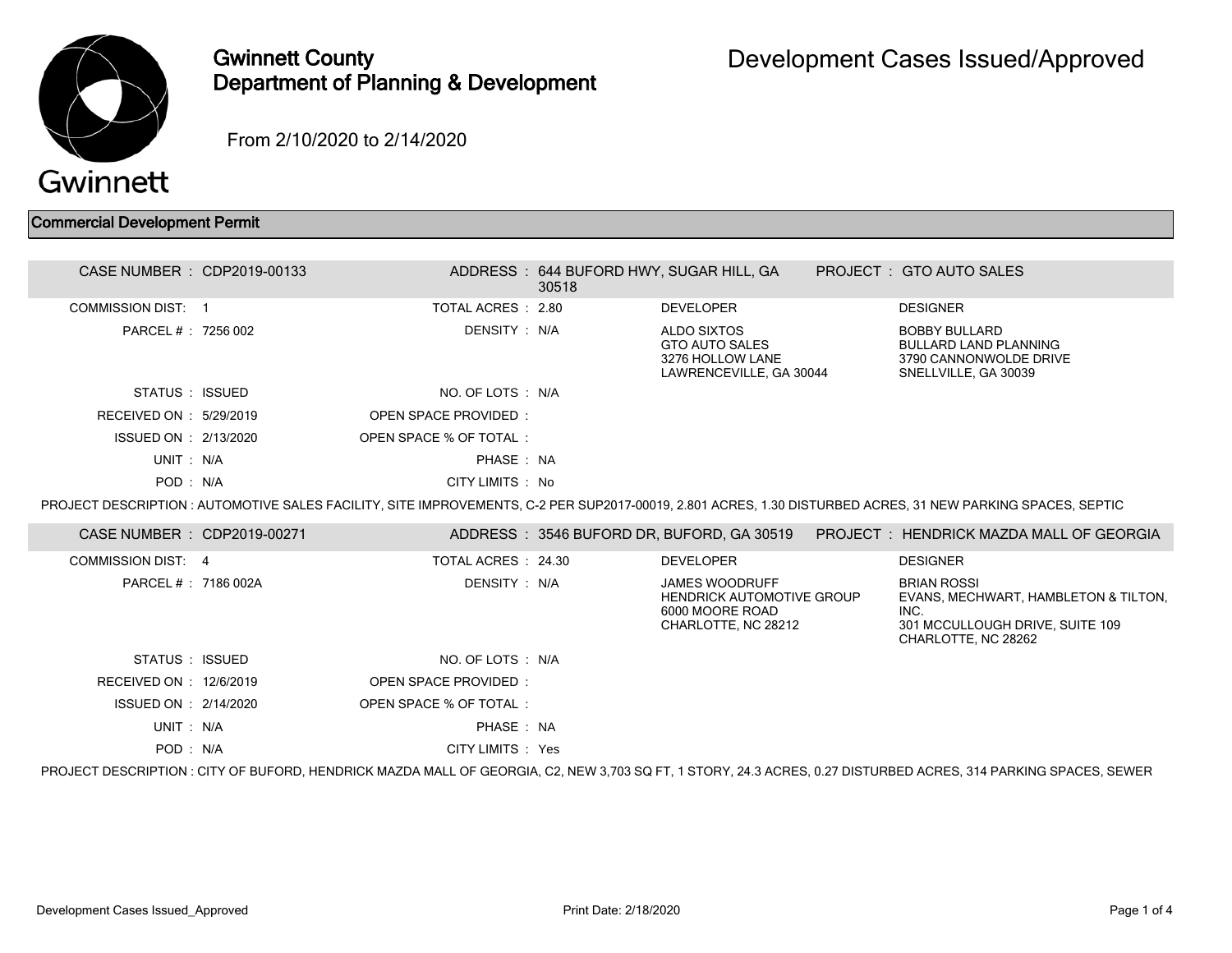# Gwinnett County Department of Planning & Development

# Development Cases Issued/Approved

From 2/10/2020 to 2/14/2020

## Commercial Development Permit

| | | | | | |
|---|---|---|---|---|---|
| CASE NUMBER : | CDP2019-00133 | ADDRESS : | 644 BUFORD HWY, SUGAR HILL, GA 30518 | PROJECT : | GTO AUTO SALES |
| COMMISSION DIST: | 1 | TOTAL ACRES : | 2.80 | DEVELOPER | DESIGNER |
| PARCEL # : | 7256 002 | DENSITY : | N/A | ALDO SIXTOS<br>GTO AUTO SALES<br>3276 HOLLOW LANE<br>LAWRENCEVILLE, GA 30044 | BOBBY BULLARD<br>BULLARD LAND PLANNING<br>3790 CANNONWOLDE DRIVE<br>SNELLVILLE, GA 30039 |
| STATUS : | ISSUED | NO. OF LOTS : | N/A | | |
| RECEIVED ON : | 5/29/2019 | OPEN SPACE PROVIDED : | | | |
| ISSUED ON : | 2/13/2020 | OPEN SPACE % OF TOTAL : | | | |
| UNIT : | N/A | PHASE : | NA | | |
| POD : | N/A | CITY LIMITS : | No | | |

PROJECT DESCRIPTION : AUTOMOTIVE SALES FACILITY, SITE IMPROVEMENTS, C-2 PER SUP2017-00019, 2.801 ACRES, 1.30 DISTURBED ACRES, 31 NEW PARKING SPACES, SEPTIC

| | | | | | |
|---|---|---|---|---|---|
| CASE NUMBER : | CDP2019-00271 | ADDRESS : | 3546 BUFORD DR, BUFORD, GA 30519 | PROJECT : | HENDRICK MAZDA MALL OF GEORGIA |
| COMMISSION DIST: | 4 | TOTAL ACRES : | 24.30 | DEVELOPER | DESIGNER |
| PARCEL # : | 7186 002A | DENSITY : | N/A | JAMES WOODRUFF<br>HENDRICK AUTOMOTIVE GROUP<br>6000 MOORE ROAD<br>CHARLOTTE, NC 28212 | BRIAN ROSSI<br>EVANS, MECHWART, HAMBLETON & TILTON, INC.<br>301 MCCULLOUGH DRIVE, SUITE 109<br>CHARLOTTE, NC 28262 |
| STATUS : | ISSUED | NO. OF LOTS : | N/A | | |
| RECEIVED ON : | 12/6/2019 | OPEN SPACE PROVIDED : | | | |
| ISSUED ON : | 2/14/2020 | OPEN SPACE % OF TOTAL : | | | |
| UNIT : | N/A | PHASE : | NA | | |
| POD : | N/A | CITY LIMITS : | Yes | | |

PROJECT DESCRIPTION : CITY OF BUFORD, HENDRICK MAZDA MALL OF GEORGIA, C2, NEW 3,703 SQ FT, 1 STORY, 24.3 ACRES, 0.27 DISTURBED ACRES, 314 PARKING SPACES, SEWER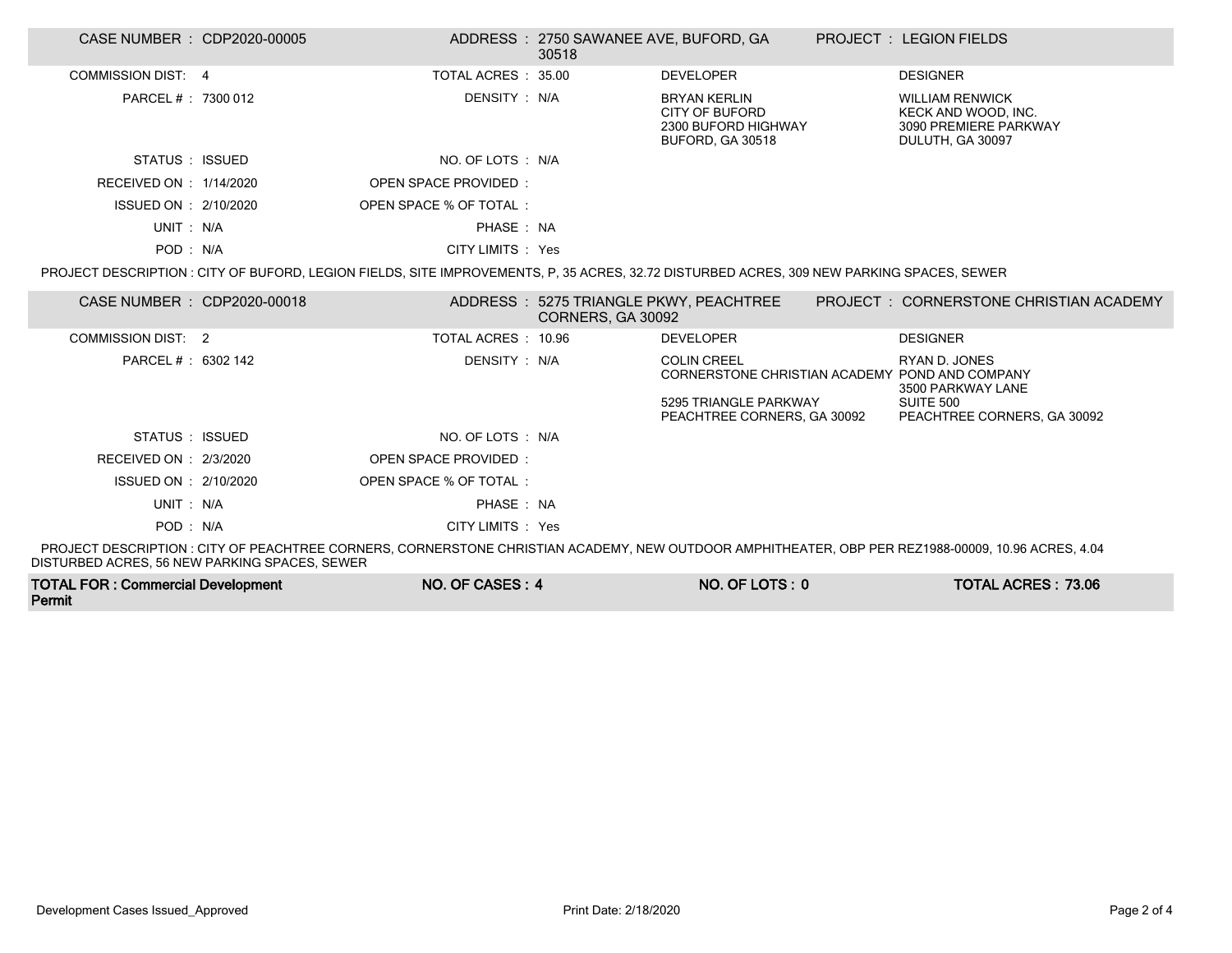| CASE NUMBER : CDP2020-00005 | | ADDRESS : 2750 SAWANEE AVE, BUFORD, GA 30518 | PROJECT : LEGION FIELDS |
|---|---|---|---|
| COMMISSION DIST: 4 | TOTAL ACRES : 35.00 | DEVELOPER | DESIGNER |
| PARCEL # : 7300 012 | DENSITY : N/A | BRYAN KERLIN<br>CITY OF BUFORD<br>2300 BUFORD HIGHWAY<br>BUFORD, GA 30518 | WILLIAM RENWICK<br>KECK AND WOOD, INC.<br>3090 PREMIERE PARKWAY<br>DULUTH, GA 30097 |
| STATUS : ISSUED | NO. OF LOTS : N/A | | |
| RECEIVED ON : 1/14/2020 | OPEN SPACE PROVIDED : | | |
| ISSUED ON : 2/10/2020 | OPEN SPACE % OF TOTAL : | | |
| UNIT : N/A | PHASE : NA | | |
| POD : N/A | CITY LIMITS : Yes | | |

PROJECT DESCRIPTION : CITY OF BUFORD, LEGION FIELDS, SITE IMPROVEMENTS, P, 35 ACRES, 32.72 DISTURBED ACRES, 309 NEW PARKING SPACES, SEWER

| CASE NUMBER : CDP2020-00018 | | ADDRESS : 5275 TRIANGLE PKWY, PEACHTREE CORNERS, GA 30092 | PROJECT : CORNERSTONE CHRISTIAN ACADEMY |
|---|---|---|---|
| COMMISSION DIST: 2 | TOTAL ACRES : 10.96 | DEVELOPER | DESIGNER |
| PARCEL # : 6302 142 | DENSITY : N/A | COLIN CREEL<br>CORNERSTONE CHRISTIAN ACADEMY<br>5295 TRIANGLE PARKWAY<br>PEACHTREE CORNERS, GA 30092 | RYAN D. JONES<br>POND AND COMPANY<br>3500 PARKWAY LANE<br>SUITE 500<br>PEACHTREE CORNERS, GA 30092 |
| STATUS : ISSUED | NO. OF LOTS : N/A | | |
| RECEIVED ON : 2/3/2020 | OPEN SPACE PROVIDED : | | |
| ISSUED ON : 2/10/2020 | OPEN SPACE % OF TOTAL : | | |
| UNIT : N/A | PHASE : NA | | |
| POD : N/A | CITY LIMITS : Yes | | |

PROJECT DESCRIPTION : CITY OF PEACHTREE CORNERS, CORNERSTONE CHRISTIAN ACADEMY, NEW OUTDOOR AMPHITHEATER, OBP PER REZ1988-00009, 10.96 ACRES, 4.04 DISTURBED ACRES, 56 NEW PARKING SPACES, SEWER

| **TOTAL FOR : Commercial Development Permit** | **NO. OF CASES : 4** | **NO. OF LOTS : 0** | **TOTAL ACRES : 73.06** |
|---|---|---|---|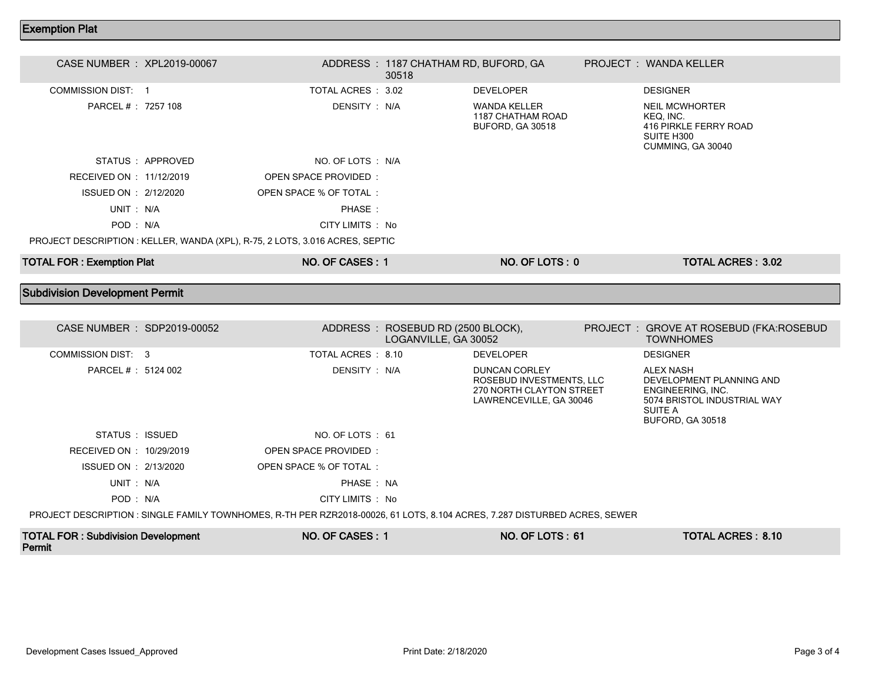## Exemption Plat

| | | | | | | |
|---|---|---|---|---|---|---|
| CASE NUMBER : | XPL2019-00067 | ADDRESS : | 1187 CHATHAM RD, BUFORD, GA 30518 | | PROJECT : | WANDA KELLER |
| COMMISSION DIST: | 1 | TOTAL ACRES : | 3.02 | DEVELOPER | | DESIGNER |
| PARCEL # : | 7257 108 | DENSITY : | N/A | WANDA KELLER<br>1187 CHATHAM ROAD<br>BUFORD, GA 30518 | | NEIL MCWHORTER<br>KEQ, INC.<br>416 PIRKLE FERRY ROAD<br>SUITE H300<br>CUMMING, GA 30040 |
| STATUS : | APPROVED | NO. OF LOTS : | N/A | | | |
| RECEIVED ON : | 11/12/2019 | OPEN SPACE PROVIDED : | | | | |
| ISSUED ON : | 2/12/2020 | OPEN SPACE % OF TOTAL : | | | | |
| UNIT : | N/A | PHASE : | | | | |
| POD : | N/A | CITY LIMITS : | No | | | |

PROJECT DESCRIPTION : KELLER, WANDA (XPL), R-75, 2 LOTS, 3.016 ACRES, SEPTIC

| TOTAL FOR : Exemption Plat | NO. OF CASES : 1 | NO. OF LOTS : 0 | TOTAL ACRES : 3.02 |
|---|---|---|---|

## Subdivision Development Permit

| | | | | | | |
|---|---|---|---|---|---|---|
| CASE NUMBER : | SDP2019-00052 | ADDRESS : | ROSEBUD RD (2500 BLOCK), LOGANVILLE, GA 30052 | | PROJECT : | GROVE AT ROSEBUD (FKA:ROSEBUD TOWNHOMES |
| COMMISSION DIST: | 3 | TOTAL ACRES : | 8.10 | DEVELOPER | | DESIGNER |
| PARCEL # : | 5124 002 | DENSITY : | N/A | DUNCAN CORLEY<br>ROSEBUD INVESTMENTS, LLC<br>270 NORTH CLAYTON STREET<br>LAWRENCEVILLE, GA 30046 | | ALEX NASH<br>DEVELOPMENT PLANNING AND ENGINEERING, INC.<br>5074 BRISTOL INDUSTRIAL WAY<br>SUITE A<br>BUFORD, GA 30518 |
| STATUS : | ISSUED | NO. OF LOTS : | 61 | | | |
| RECEIVED ON : | 10/29/2019 | OPEN SPACE PROVIDED : | | | | |
| ISSUED ON : | 2/13/2020 | OPEN SPACE % OF TOTAL : | | | | |
| UNIT : | N/A | PHASE : | NA | | | |
| POD : | N/A | CITY LIMITS : | No | | | |

PROJECT DESCRIPTION : SINGLE FAMILY TOWNHOMES, R-TH PER RZR2018-00026, 61 LOTS, 8.104 ACRES, 7.287 DISTURBED ACRES, SEWER

| TOTAL FOR : Subdivision Development Permit | NO. OF CASES : 1 | NO. OF LOTS : 61 | TOTAL ACRES : 8.10 |
|---|---|---|---|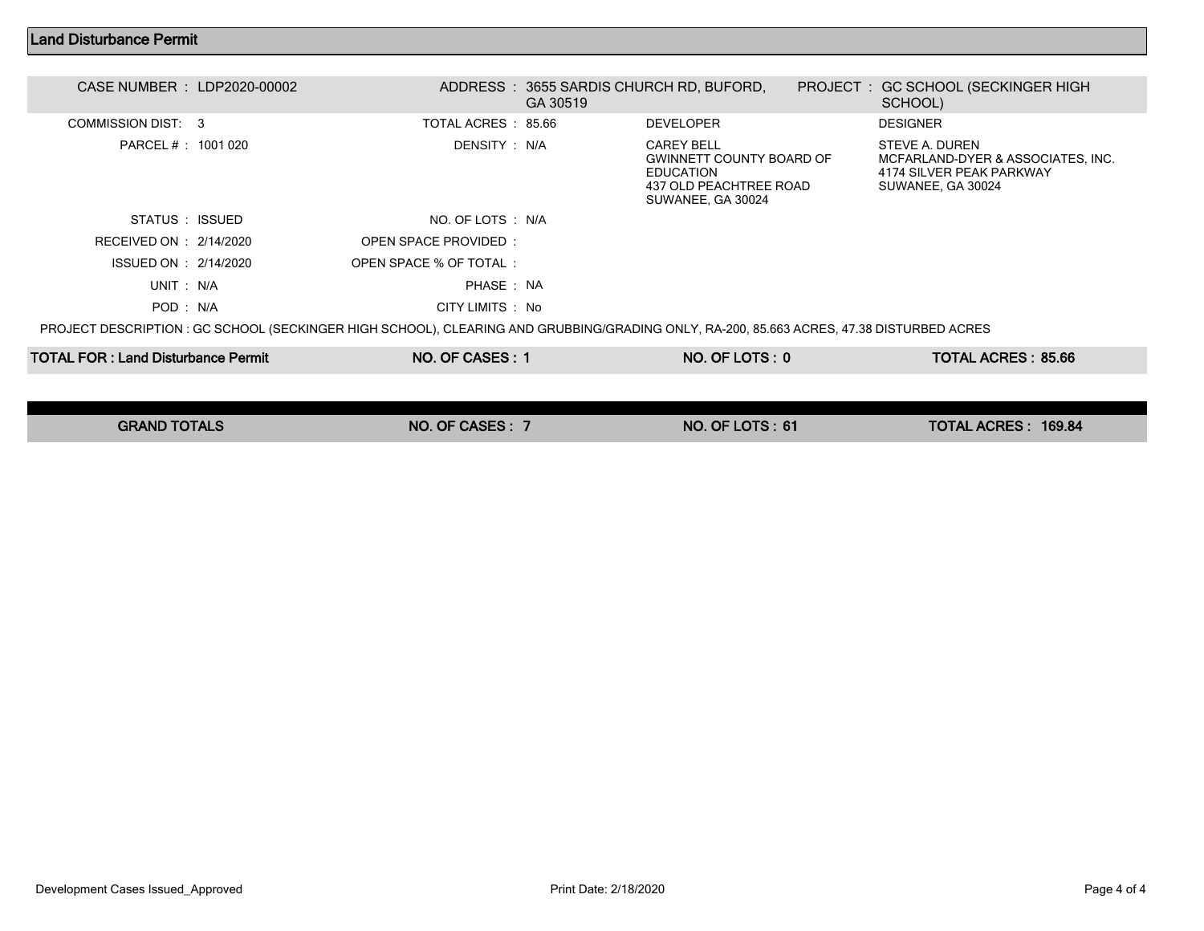## Land Disturbance Permit

| | | | | | | | |
|---|---|---|---|---|---|---|---|
| CASE NUMBER : | LDP2020-00002 | ADDRESS : | 3655 SARDIS CHURCH RD, BUFORD, GA 30519 | | PROJECT : | GC SCHOOL (SECKINGER HIGH SCHOOL) | |
| COMMISSION DIST: | 3 | TOTAL ACRES : | 85.66 | DEVELOPER | | DESIGNER | |
| PARCEL # : | 1001 020 | DENSITY : | N/A | CAREY BELL<br>GWINNETT COUNTY BOARD OF EDUCATION<br>437 OLD PEACHTREE ROAD<br>SUWANEE, GA 30024 | | STEVE A. DUREN<br>MCFARLAND-DYER & ASSOCIATES, INC.<br>4174 SILVER PEAK PARKWAY<br>SUWANEE, GA 30024 | |
| STATUS : | ISSUED | NO. OF LOTS : | N/A | | | | |
| RECEIVED ON : | 2/14/2020 | OPEN SPACE PROVIDED : | | | | | |
| ISSUED ON : | 2/14/2020 | OPEN SPACE % OF TOTAL : | | | | | |
| UNIT : | N/A | PHASE : | NA | | | | |
| POD : | N/A | CITY LIMITS : | No | | | | |

PROJECT DESCRIPTION : GC SCHOOL (SECKINGER HIGH SCHOOL), CLEARING AND GRUBBING/GRADING ONLY, RA-200, 85.663 ACRES, 47.38 DISTURBED ACRES

| | | | |
|---|---|---|---|
| **TOTAL FOR : Land Disturbance Permit** | **NO. OF CASES : 1** | **NO. OF LOTS : 0** | **TOTAL ACRES : 85.66** |
| **GRAND TOTALS** | **NO. OF CASES : 7** | **NO. OF LOTS : 61** | **TOTAL ACRES : 169.84** |

Development Cases Issued_Approved

Print Date: 2/18/2020